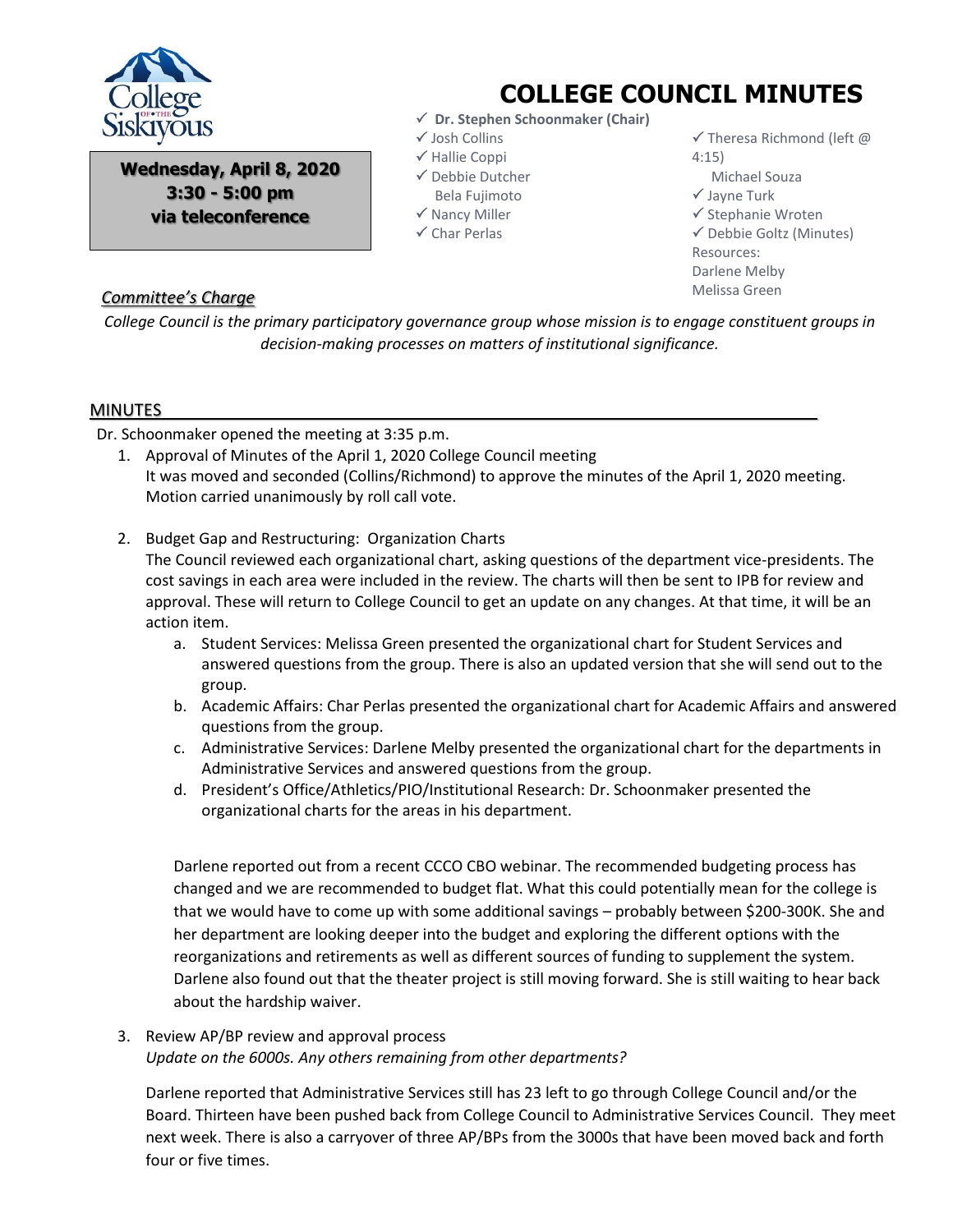College of the Siskiyous

# COLLEGE COUNCIL MINUTES

**Wednesday, April 8, 2020**
**3:30 - 5:00 pm**
**via teleconference**

- ✓ **Dr. Stephen Schoonmaker (Chair)**
- ✓ Josh Collins
- ✓ Hallie Coppi
- ✓ Debbie Dutcher
- Bela Fujimoto
- ✓ Nancy Miller
- ✓ Char Perlas
- ✓ Theresa Richmond (left @ 4:15)
- Michael Souza
- ✓ Jayne Turk
- ✓ Stephanie Wroten
- ✓ Debbie Goltz (Minutes)

Resources:
Darlene Melby
Melissa Green

## *Committee's Charge*

*College Council is the primary participatory governance group whose mission is to engage constituent groups in decision-making processes on matters of institutional significance.*

## MINUTES

Dr. Schoonmaker opened the meeting at 3:35 p.m.

1. Approval of Minutes of the April 1, 2020 College Council meeting
   It was moved and seconded (Collins/Richmond) to approve the minutes of the April 1, 2020 meeting. Motion carried unanimously by roll call vote.

2. Budget Gap and Restructuring: Organization Charts
   The Council reviewed each organizational chart, asking questions of the department vice-presidents. The cost savings in each area were included in the review. The charts will then be sent to IPB for review and approval. These will return to College Council to get an update on any changes. At that time, it will be an action item.
   a. Student Services: Melissa Green presented the organizational chart for Student Services and answered questions from the group. There is also an updated version that she will send out to the group.
   b. Academic Affairs: Char Perlas presented the organizational chart for Academic Affairs and answered questions from the group.
   c. Administrative Services: Darlene Melby presented the organizational chart for the departments in Administrative Services and answered questions from the group.
   d. President's Office/Athletics/PIO/Institutional Research: Dr. Schoonmaker presented the organizational charts for the areas in his department.

   Darlene reported out from a recent CCCO CBO webinar. The recommended budgeting process has changed and we are recommended to budget flat. What this could potentially mean for the college is that we would have to come up with some additional savings – probably between $200-300K. She and her department are looking deeper into the budget and exploring the different options with the reorganizations and retirements as well as different sources of funding to supplement the system. Darlene also found out that the theater project is still moving forward. She is still waiting to hear back about the hardship waiver.

3. Review AP/BP review and approval process
   *Update on the 6000s. Any others remaining from other departments?*

   Darlene reported that Administrative Services still has 23 left to go through College Council and/or the Board. Thirteen have been pushed back from College Council to Administrative Services Council. They meet next week. There is also a carryover of three AP/BPs from the 3000s that have been moved back and forth four or five times.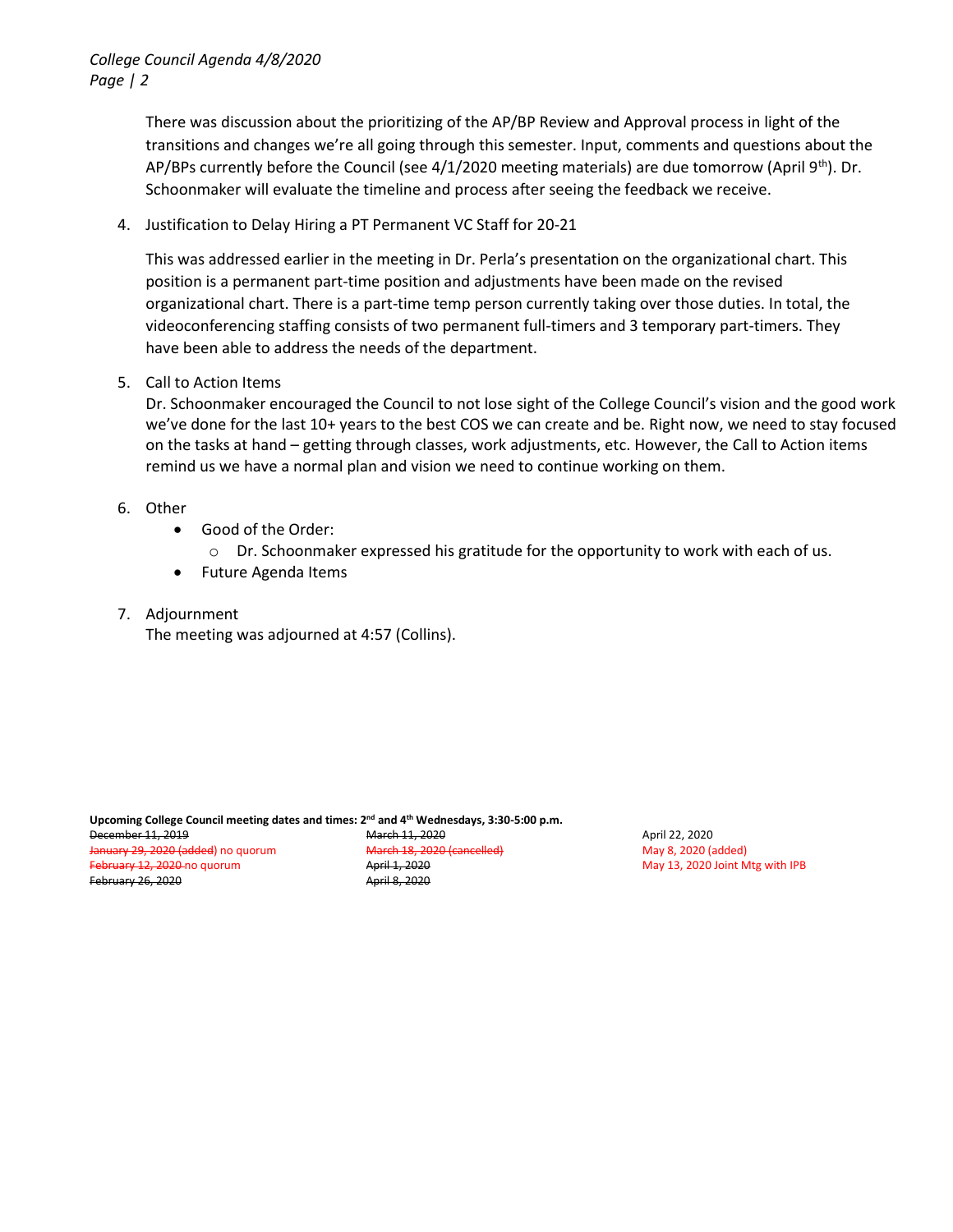There was discussion about the prioritizing of the AP/BP Review and Approval process in light of the transitions and changes we're all going through this semester. Input, comments and questions about the AP/BPs currently before the Council (see 4/1/2020 meeting materials) are due tomorrow (April 9th). Dr. Schoonmaker will evaluate the timeline and process after seeing the feedback we receive.

4. Justification to Delay Hiring a PT Permanent VC Staff for 20-21

   This was addressed earlier in the meeting in Dr. Perla's presentation on the organizational chart. This position is a permanent part-time position and adjustments have been made on the revised organizational chart. There is a part-time temp person currently taking over those duties. In total, the videoconferencing staffing consists of two permanent full-timers and 3 temporary part-timers. They have been able to address the needs of the department.

5. Call to Action Items

   Dr. Schoonmaker encouraged the Council to not lose sight of the College Council's vision and the good work we've done for the last 10+ years to the best COS we can create and be. Right now, we need to stay focused on the tasks at hand – getting through classes, work adjustments, etc. However, the Call to Action items remind us we have a normal plan and vision we need to continue working on them.

6. Other
   - Good of the Order:
     - Dr. Schoonmaker expressed his gratitude for the opportunity to work with each of us.
   - Future Agenda Items

7. Adjournment

   The meeting was adjourned at 4:57 (Collins).

**Upcoming College Council meeting dates and times: 2nd and 4th Wednesdays, 3:30-5:00 p.m.**

| | | |
|---|---|---|
| ~~December 11, 2019~~ | ~~March 11, 2020~~ | April 22, 2020 |
| ~~January 29, 2020 (added)~~ no quorum | ~~March 18, 2020 (cancelled)~~ | May 8, 2020 (added) |
| ~~February 12, 2020~~ no quorum | ~~April 1, 2020~~ | May 13, 2020 Joint Mtg with IPB |
| ~~February 26, 2020~~ | ~~April 8, 2020~~ | |